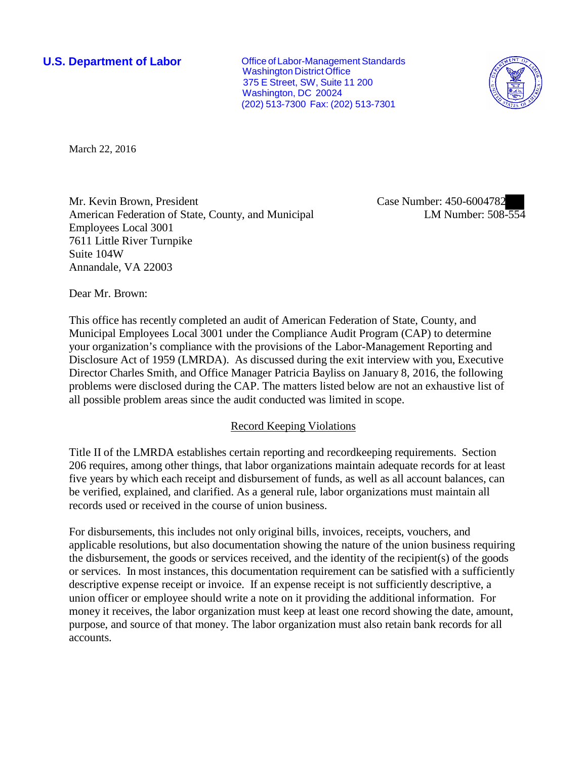**U.S. Department of Labor**

Office of Labor-Management Standards
Washington District Office
375 E Street, SW, Suite 11 200
Washington, DC 20024
(202) 513-7300 Fax: (202) 513-7301

March 22, 2016

Mr. Kevin Brown, President
American Federation of State, County, and Municipal Employees Local 3001
7611 Little River Turnpike
Suite 104W
Annandale, VA 22003

Case Number: 450-6004782
LM Number: 508-554

Dear Mr. Brown:

This office has recently completed an audit of American Federation of State, County, and Municipal Employees Local 3001 under the Compliance Audit Program (CAP) to determine your organization's compliance with the provisions of the Labor-Management Reporting and Disclosure Act of 1959 (LMRDA). As discussed during the exit interview with you, Executive Director Charles Smith, and Office Manager Patricia Bayliss on January 8, 2016, the following problems were disclosed during the CAP. The matters listed below are not an exhaustive list of all possible problem areas since the audit conducted was limited in scope.

## Record Keeping Violations

Title II of the LMRDA establishes certain reporting and recordkeeping requirements. Section 206 requires, among other things, that labor organizations maintain adequate records for at least five years by which each receipt and disbursement of funds, as well as all account balances, can be verified, explained, and clarified. As a general rule, labor organizations must maintain all records used or received in the course of union business.

For disbursements, this includes not only original bills, invoices, receipts, vouchers, and applicable resolutions, but also documentation showing the nature of the union business requiring the disbursement, the goods or services received, and the identity of the recipient(s) of the goods or services. In most instances, this documentation requirement can be satisfied with a sufficiently descriptive expense receipt or invoice. If an expense receipt is not sufficiently descriptive, a union officer or employee should write a note on it providing the additional information. For money it receives, the labor organization must keep at least one record showing the date, amount, purpose, and source of that money. The labor organization must also retain bank records for all accounts.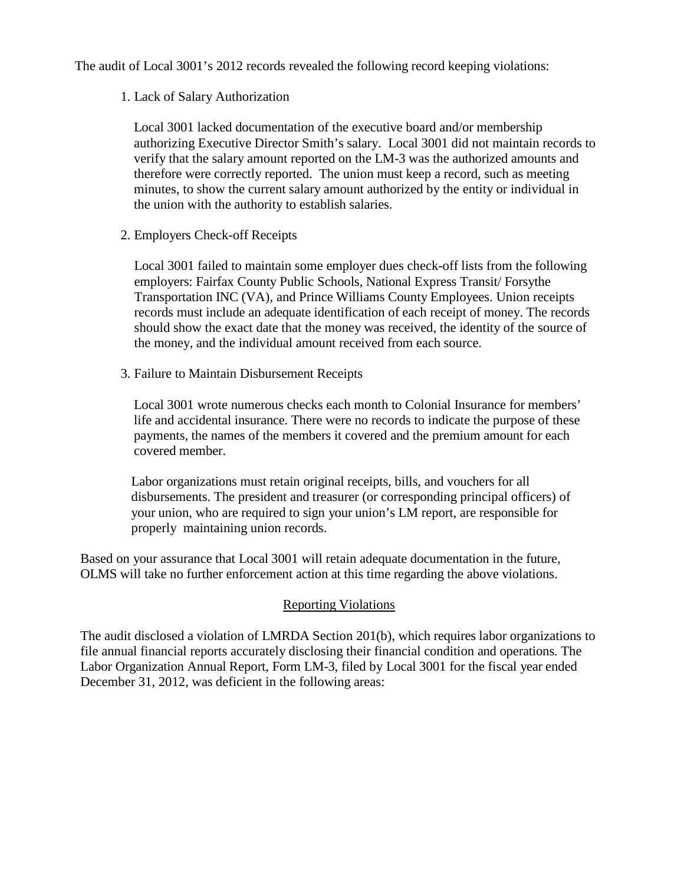The audit of Local 3001's 2012 records revealed the following record keeping violations:

1. Lack of Salary Authorization

   Local 3001 lacked documentation of the executive board and/or membership authorizing Executive Director Smith's salary. Local 3001 did not maintain records to verify that the salary amount reported on the LM-3 was the authorized amounts and therefore were correctly reported. The union must keep a record, such as meeting minutes, to show the current salary amount authorized by the entity or individual in the union with the authority to establish salaries.

2. Employers Check-off Receipts

   Local 3001 failed to maintain some employer dues check-off lists from the following employers: Fairfax County Public Schools, National Express Transit/ Forsythe Transportation INC (VA), and Prince Williams County Employees. Union receipts records must include an adequate identification of each receipt of money. The records should show the exact date that the money was received, the identity of the source of the money, and the individual amount received from each source.

3. Failure to Maintain Disbursement Receipts

   Local 3001 wrote numerous checks each month to Colonial Insurance for members' life and accidental insurance. There were no records to indicate the purpose of these payments, the names of the members it covered and the premium amount for each covered member.

   Labor organizations must retain original receipts, bills, and vouchers for all disbursements. The president and treasurer (or corresponding principal officers) of your union, who are required to sign your union's LM report, are responsible for properly maintaining union records.

Based on your assurance that Local 3001 will retain adequate documentation in the future, OLMS will take no further enforcement action at this time regarding the above violations.

## Reporting Violations

The audit disclosed a violation of LMRDA Section 201(b), which requires labor organizations to file annual financial reports accurately disclosing their financial condition and operations. The Labor Organization Annual Report, Form LM-3, filed by Local 3001 for the fiscal year ended December 31, 2012, was deficient in the following areas: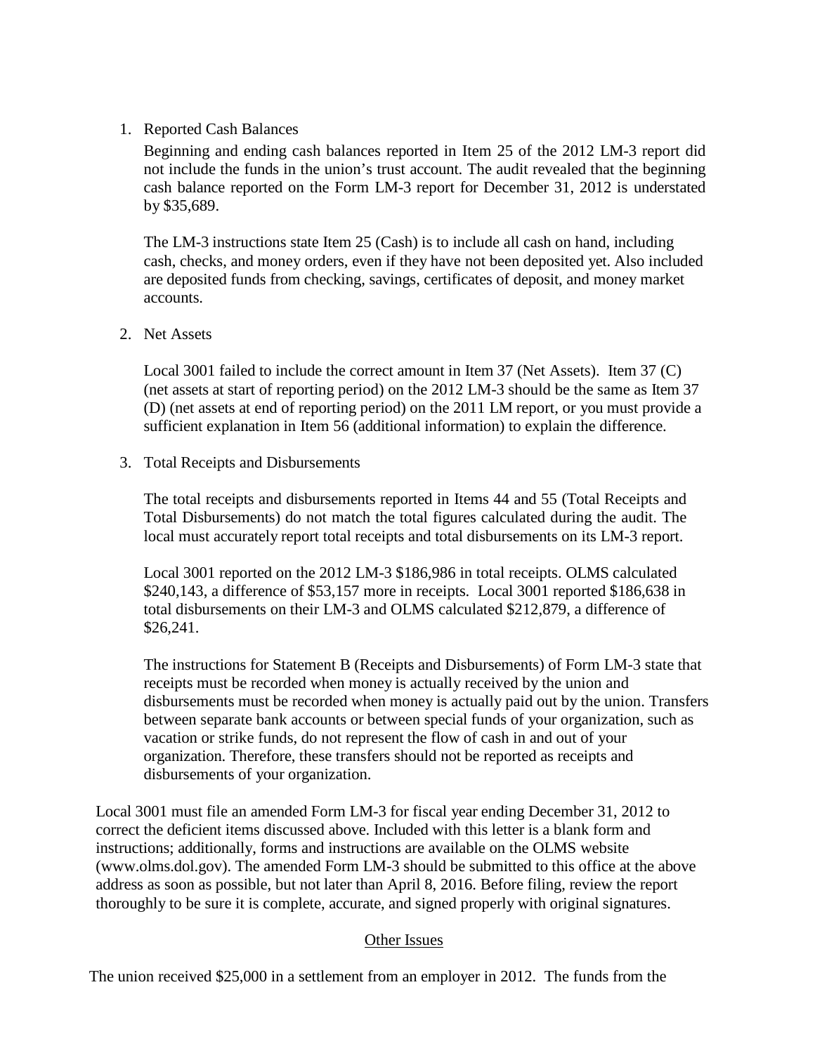1. Reported Cash Balances

   Beginning and ending cash balances reported in Item 25 of the 2012 LM-3 report did not include the funds in the union's trust account. The audit revealed that the beginning cash balance reported on the Form LM-3 report for December 31, 2012 is understated by $35,689.

   The LM-3 instructions state Item 25 (Cash) is to include all cash on hand, including cash, checks, and money orders, even if they have not been deposited yet. Also included are deposited funds from checking, savings, certificates of deposit, and money market accounts.

2. Net Assets

   Local 3001 failed to include the correct amount in Item 37 (Net Assets). Item 37 (C) (net assets at start of reporting period) on the 2012 LM-3 should be the same as Item 37 (D) (net assets at end of reporting period) on the 2011 LM report, or you must provide a sufficient explanation in Item 56 (additional information) to explain the difference.

3. Total Receipts and Disbursements

   The total receipts and disbursements reported in Items 44 and 55 (Total Receipts and Total Disbursements) do not match the total figures calculated during the audit. The local must accurately report total receipts and total disbursements on its LM-3 report.

   Local 3001 reported on the 2012 LM-3 $186,986 in total receipts. OLMS calculated $240,143, a difference of $53,157 more in receipts. Local 3001 reported $186,638 in total disbursements on their LM-3 and OLMS calculated $212,879, a difference of $26,241.

   The instructions for Statement B (Receipts and Disbursements) of Form LM-3 state that receipts must be recorded when money is actually received by the union and disbursements must be recorded when money is actually paid out by the union. Transfers between separate bank accounts or between special funds of your organization, such as vacation or strike funds, do not represent the flow of cash in and out of your organization. Therefore, these transfers should not be reported as receipts and disbursements of your organization.

Local 3001 must file an amended Form LM-3 for fiscal year ending December 31, 2012 to correct the deficient items discussed above. Included with this letter is a blank form and instructions; additionally, forms and instructions are available on the OLMS website (www.olms.dol.gov). The amended Form LM-3 should be submitted to this office at the above address as soon as possible, but not later than April 8, 2016. Before filing, review the report thoroughly to be sure it is complete, accurate, and signed properly with original signatures.

## Other Issues

The union received $25,000 in a settlement from an employer in 2012. The funds from the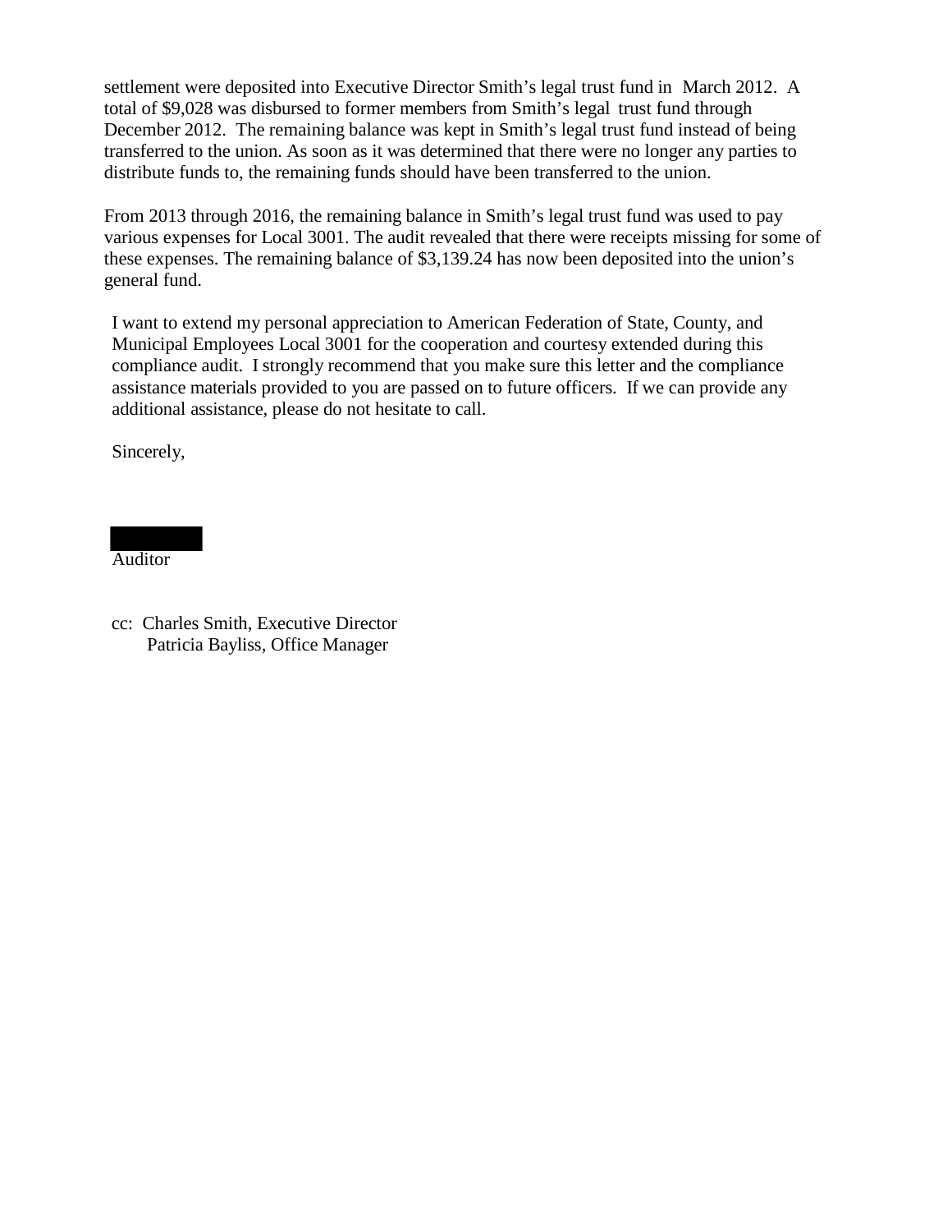settlement were deposited into Executive Director Smith's legal trust fund in March 2012. A total of $9,028 was disbursed to former members from Smith's legal trust fund through December 2012. The remaining balance was kept in Smith's legal trust fund instead of being transferred to the union. As soon as it was determined that there were no longer any parties to distribute funds to, the remaining funds should have been transferred to the union.

From 2013 through 2016, the remaining balance in Smith's legal trust fund was used to pay various expenses for Local 3001. The audit revealed that there were receipts missing for some of these expenses. The remaining balance of $3,139.24 has now been deposited into the union's general fund.

I want to extend my personal appreciation to American Federation of State, County, and Municipal Employees Local 3001 for the cooperation and courtesy extended during this compliance audit. I strongly recommend that you make sure this letter and the compliance assistance materials provided to you are passed on to future officers. If we can provide any additional assistance, please do not hesitate to call.

Sincerely,

Auditor

cc: Charles Smith, Executive Director
Patricia Bayliss, Office Manager